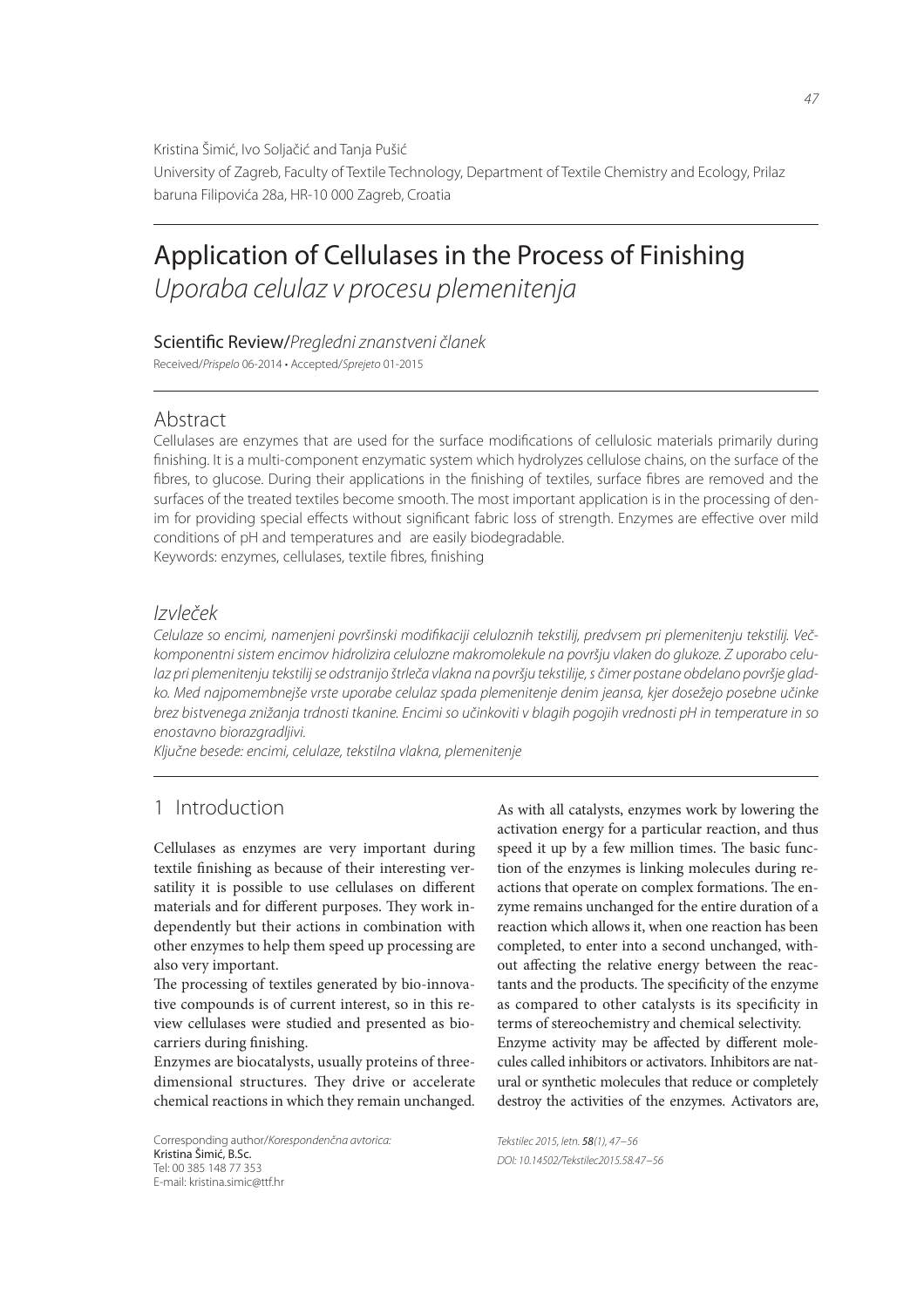Kristina Šimić, Ivo Soljačić and Tanja Pušić

University of Zagreb, Faculty of Textile Technology, Department of Textile Chemistry and Ecology, Prilaz baruna Filipovića 28a, HR-10 000 Zagreb, Croatia

# Application of Cellulases in the Process of Finishing

*Uporaba celulaz v procesu plemenitenja*

Scientific Review/*Pregledni znanstveni članek*

Received/*Prispelo* 06-2014 • Accepted/*Sprejeto* 01-2015

## Abstract

Cellulases are enzymes that are used for the surface modifications of cellulosic materials primarily during finishing. It is a multi-component enzymatic system which hydrolyzes cellulose chains, on the surface of the fibres, to glucose. During their applications in the finishing of textiles, surface fibres are removed and the surfaces of the treated textiles become smooth. The most important application is in the processing of denim for providing special effects without significant fabric loss of strength. Enzymes are effective over mild conditions of pH and temperatures and are easily biodegradable.

Keywords: enzymes, cellulases, textile fibres, finishing

## *Izvleček*

*Celulaze so encimi, namenjeni površinski modifikaciji celuloznih tekstilij, predvsem pri plemenitenju tekstilij. Večkomponentni sistem encimov hidrolizira celulozne makromolekule na površju vlaken do glukoze. Z uporabo celulaz pri plemenitenju tekstilij se odstranijo štrleča vlakna na površju tekstilije, s čimer postane obdelano površje gladko. Med najpomembnejše vrste uporabe celulaz spada plemenitenje denim jeansa, kjer dosežejo posebne učinke brez bistvenega znižanja trdnosti tkanine. Encimi so učinkoviti v blagih pogojih vrednosti pH in temperature in so enostavno biorazgradljivi.*

*Ključne besede: encimi, celulaze, tekstilna vlakna, plemenitenje*

## 1 Introduction

Cellulases as enzymes are very important during textile finishing as because of their interesting versatility it is possible to use cellulases on different materials and for different purposes. They work independently but their actions in combination with other enzymes to help them speed up processing are also very important.

The processing of textiles generated by bio-innovative compounds is of current interest, so in this review cellulases were studied and presented as biocarriers during finishing.

Enzymes are biocatalysts, usually proteins of three-dimensional structures. They drive or accelerate chemical reactions in which they remain unchanged. As with all catalysts, enzymes work by lowering the activation energy for a particular reaction, and thus speed it up by a few million times. The basic function of the enzymes is linking molecules during reactions that operate on complex formations. The enzyme remains unchanged for the entire duration of a reaction which allows it, when one reaction has been completed, to enter into a second unchanged, without affecting the relative energy between the reactants and the products. The specificity of the enzyme as compared to other catalysts is its specificity in terms of stereochemistry and chemical selectivity.

Enzyme activity may be affected by different molecules called inhibitors or activators. Inhibitors are natural or synthetic molecules that reduce or completely destroy the activities of the enzymes. Activators are,

Corresponding author/*Korespondenčna avtorica:*
Kristina Šimić, B.Sc.
Tel: 00 385 148 77 353
E-mail: kristina.simic@ttf.hr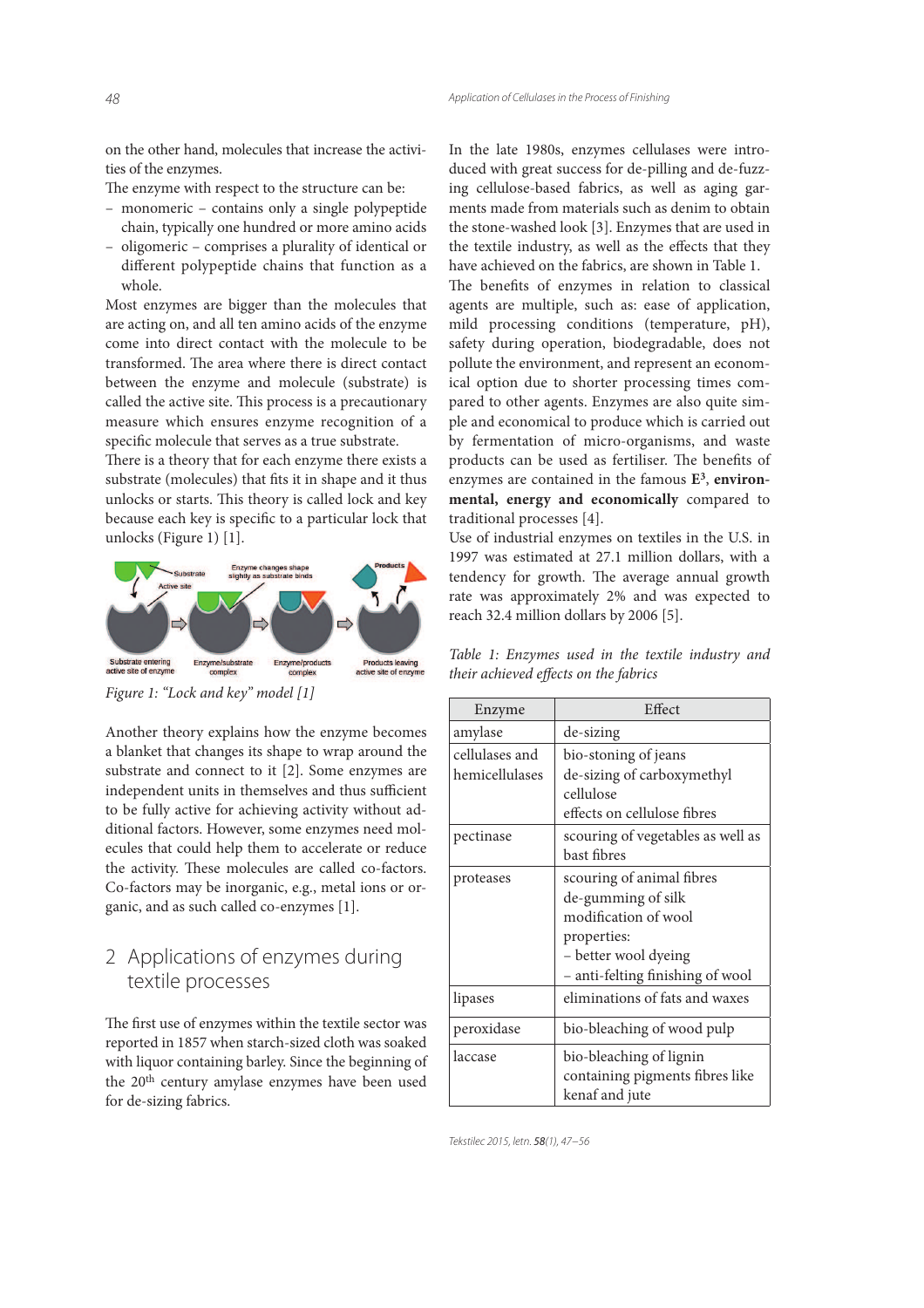on the other hand, molecules that increase the activities of the enzymes.

The enzyme with respect to the structure can be:

- monomeric – contains only a single polypeptide chain, typically one hundred or more amino acids
- oligomeric – comprises a plurality of identical or different polypeptide chains that function as a whole.

Most enzymes are bigger than the molecules that are acting on, and all ten amino acids of the enzyme come into direct contact with the molecule to be transformed. The area where there is direct contact between the enzyme and molecule (substrate) is called the active site. This process is a precautionary measure which ensures enzyme recognition of a specific molecule that serves as a true substrate.

There is a theory that for each enzyme there exists a substrate (molecules) that fits it in shape and it thus unlocks or starts. This theory is called lock and key because each key is specific to a particular lock that unlocks (Figure 1) [1].

Figure 1: "Lock and key" model [1]

Another theory explains how the enzyme becomes a blanket that changes its shape to wrap around the substrate and connect to it [2]. Some enzymes are independent units in themselves and thus sufficient to be fully active for achieving activity without additional factors. However, some enzymes need molecules that could help them to accelerate or reduce the activity. These molecules are called co-factors. Co-factors may be inorganic, e.g., metal ions or organic, and as such called co-enzymes [1].

## 2 Applications of enzymes during textile processes

The first use of enzymes within the textile sector was reported in 1857 when starch-sized cloth was soaked with liquor containing barley. Since the beginning of the 20th century amylase enzymes have been used for de-sizing fabrics.

In the late 1980s, enzymes cellulases were introduced with great success for de-pilling and de-fuzzing cellulose-based fabrics, as well as aging garments made from materials such as denim to obtain the stone-washed look [3]. Enzymes that are used in the textile industry, as well as the effects that they have achieved on the fabrics, are shown in Table 1.

The benefits of enzymes in relation to classical agents are multiple, such as: ease of application, mild processing conditions (temperature, pH), safety during operation, biodegradable, does not pollute the environment, and represent an economical option due to shorter processing times compared to other agents. Enzymes are also quite simple and economical to produce which is carried out by fermentation of micro-organisms, and waste products can be used as fertiliser. The benefits of enzymes are contained in the famous **E³**, **environmental, energy and economically** compared to traditional processes [4].

Use of industrial enzymes on textiles in the U.S. in 1997 was estimated at 27.1 million dollars, with a tendency for growth. The average annual growth rate was approximately 2% and was expected to reach 32.4 million dollars by 2006 [5].

*Table 1: Enzymes used in the textile industry and their achieved effects on the fabrics*

| Enzyme | Effect |
|---|---|
| amylase | de-sizing |
| cellulases and hemicellulases | bio-stoning of jeans<br>de-sizing of carboxymethyl cellulose<br>effects on cellulose fibres |
| pectinase | scouring of vegetables as well as bast fibres |
| proteases | scouring of animal fibres<br>de-gumming of silk<br>modification of wool properties:<br>– better wool dyeing<br>– anti-felting finishing of wool |
| lipases | eliminations of fats and waxes |
| peroxidase | bio-bleaching of wood pulp |
| laccase | bio-bleaching of lignin containing pigments fibres like kenaf and jute |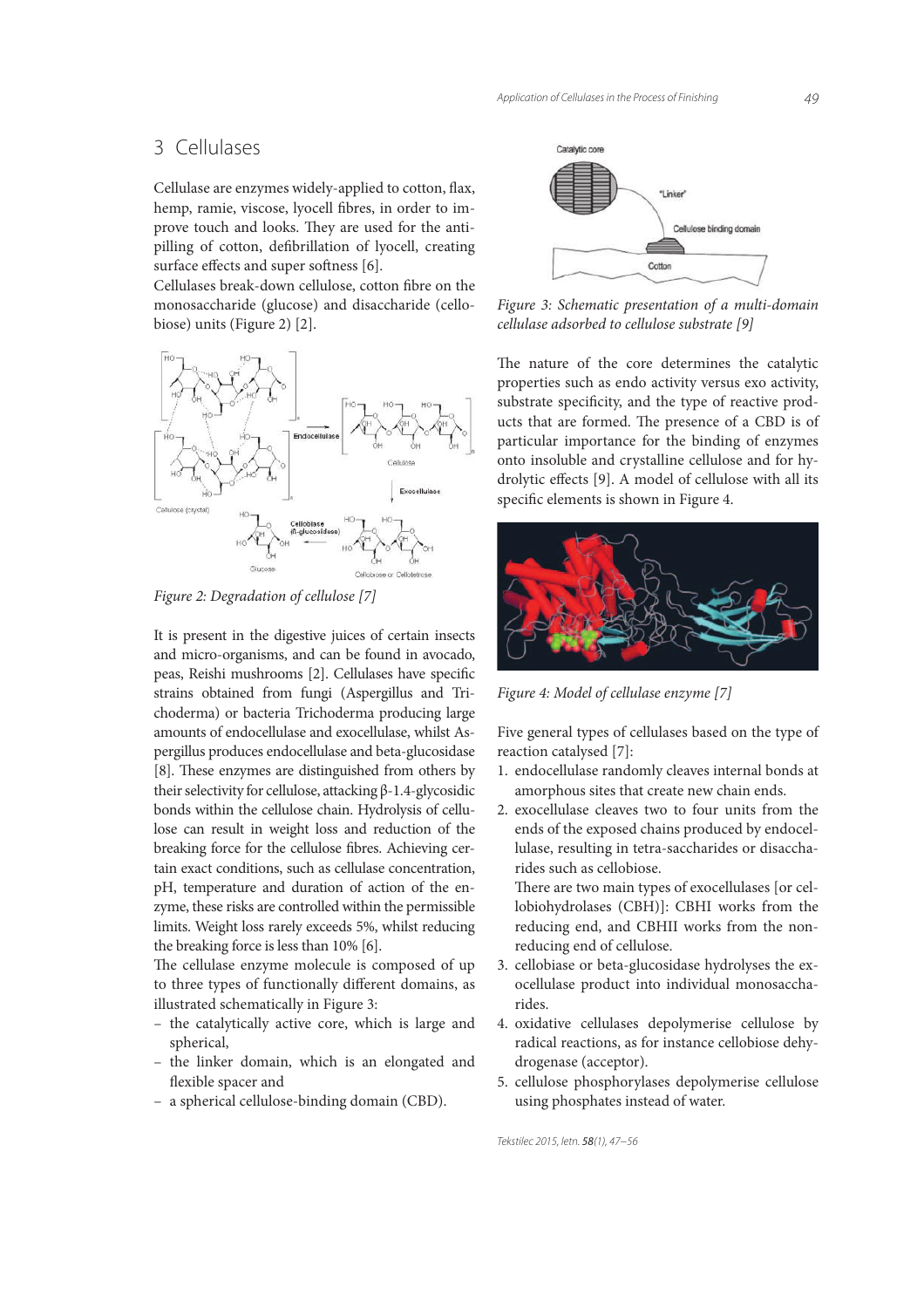## 3 Cellulases

Cellulase are enzymes widely-applied to cotton, flax, hemp, ramie, viscose, lyocell fibres, in order to improve touch and looks. They are used for the anti-pilling of cotton, defibrillation of lyocell, creating surface effects and super softness [6].

Cellulases break-down cellulose, cotton fibre on the monosaccharide (glucose) and disaccharide (cellobiose) units (Figure 2) [2].

*Figure 2: Degradation of cellulose [7]*

It is present in the digestive juices of certain insects and micro-organisms, and can be found in avocado, peas, Reishi mushrooms [2]. Cellulases have specific strains obtained from fungi (Aspergillus and Trichoderma) or bacteria Trichoderma producing large amounts of endocellulase and exocellulase, whilst Aspergillus produces endocellulase and beta-glucosidase [8]. These enzymes are distinguished from others by their selectivity for cellulose, attacking β-1.4-glycosidic bonds within the cellulose chain. Hydrolysis of cellulose can result in weight loss and reduction of the breaking force for the cellulose fibres. Achieving certain exact conditions, such as cellulase concentration, pH, temperature and duration of action of the enzyme, these risks are controlled within the permissible limits. Weight loss rarely exceeds 5%, whilst reducing the breaking force is less than 10% [6].

The cellulase enzyme molecule is composed of up to three types of functionally different domains, as illustrated schematically in Figure 3:

- the catalytically active core, which is large and spherical,
- the linker domain, which is an elongated and flexible spacer and
- a spherical cellulose-binding domain (CBD).

*Figure 3: Schematic presentation of a multi-domain cellulase adsorbed to cellulose substrate [9]*

The nature of the core determines the catalytic properties such as endo activity versus exo activity, substrate specificity, and the type of reactive products that are formed. The presence of a CBD is of particular importance for the binding of enzymes onto insoluble and crystalline cellulose and for hydrolytic effects [9]. A model of cellulose with all its specific elements is shown in Figure 4.

*Figure 4: Model of cellulase enzyme [7]*

Five general types of cellulases based on the type of reaction catalysed [7]:

1. endocellulase randomly cleaves internal bonds at amorphous sites that create new chain ends.
2. exocellulase cleaves two to four units from the ends of the exposed chains produced by endocellulase, resulting in tetra-saccharides or disaccharides such as cellobiose.
   There are two main types of exocellulases [or cellobiohydrolases (CBH)]: CBHI works from the reducing end, and CBHII works from the non-reducing end of cellulose.
3. cellobiase or beta-glucosidase hydrolyses the exocellulase product into individual monosaccharides.
4. oxidative cellulases depolymerise cellulose by radical reactions, as for instance cellobiose dehydrogenase (acceptor).
5. cellulose phosphorylases depolymerise cellulose using phosphates instead of water.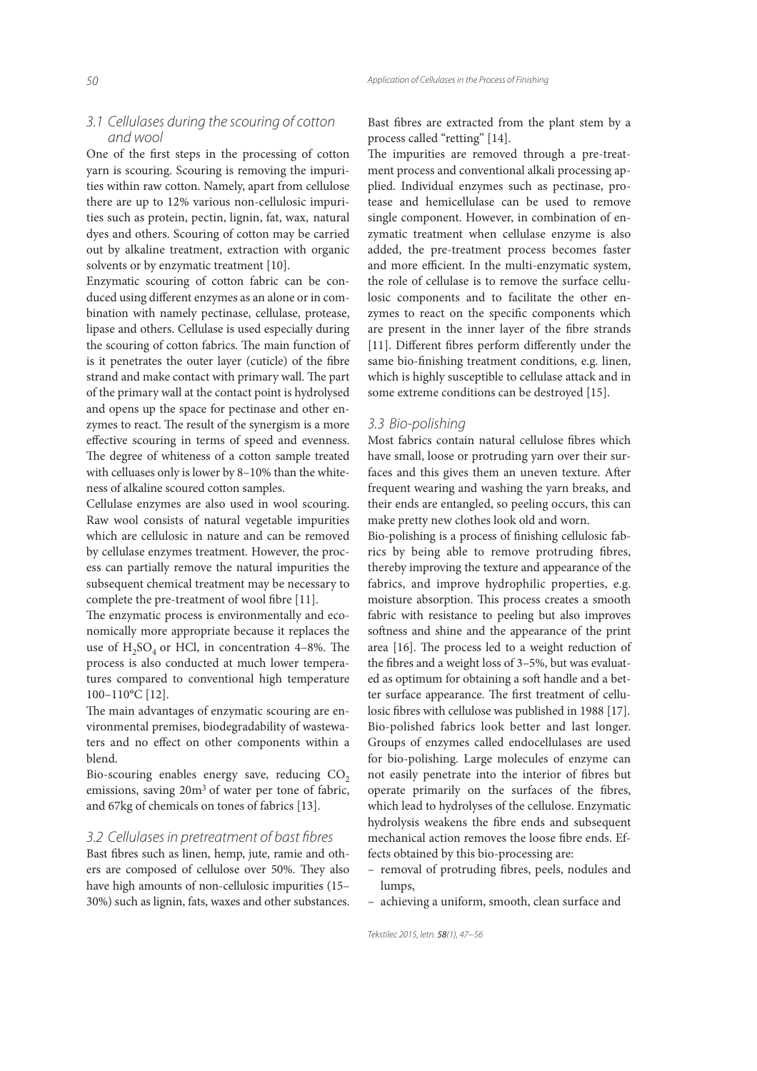### 3.1 Cellulases during the scouring of cotton and wool

One of the first steps in the processing of cotton yarn is scouring. Scouring is removing the impurities within raw cotton. Namely, apart from cellulose there are up to 12% various non-cellulosic impurities such as protein, pectin, lignin, fat, wax, natural dyes and others. Scouring of cotton may be carried out by alkaline treatment, extraction with organic solvents or by enzymatic treatment [10].

Enzymatic scouring of cotton fabric can be conduced using different enzymes as an alone or in combination with namely pectinase, cellulase, protease, lipase and others. Cellulase is used especially during the scouring of cotton fabrics. The main function of is it penetrates the outer layer (cuticle) of the fibre strand and make contact with primary wall. The part of the primary wall at the contact point is hydrolysed and opens up the space for pectinase and other enzymes to react. The result of the synergism is a more effective scouring in terms of speed and evenness. The degree of whiteness of a cotton sample treated with celluases only is lower by 8–10% than the whiteness of alkaline scoured cotton samples.

Cellulase enzymes are also used in wool scouring. Raw wool consists of natural vegetable impurities which are cellulosic in nature and can be removed by cellulase enzymes treatment. However, the process can partially remove the natural impurities the subsequent chemical treatment may be necessary to complete the pre-treatment of wool fibre [11].

The enzymatic process is environmentally and economically more appropriate because it replaces the use of $H_2SO_4$ or HCl, in concentration 4–8%. The process is also conducted at much lower temperatures compared to conventional high temperature 100–110°C [12].

The main advantages of enzymatic scouring are environmental premises, biodegradability of wastewaters and no effect on other components within a blend.

Bio-scouring enables energy save, reducing $CO_2$ emissions, saving 20m$^3$ of water per tone of fabric, and 67kg of chemicals on tones of fabrics [13].

### 3.2 Cellulases in pretreatment of bast fibres

Bast fibres such as linen, hemp, jute, ramie and others are composed of cellulose over 50%. They also have high amounts of non-cellulosic impurities (15–30%) such as lignin, fats, waxes and other substances. Bast fibres are extracted from the plant stem by a process called "retting" [14].

The impurities are removed through a pre-treatment process and conventional alkali processing applied. Individual enzymes such as pectinase, protease and hemicellulase can be used to remove single component. However, in combination of enzymatic treatment when cellulase enzyme is also added, the pre-treatment process becomes faster and more efficient. In the multi-enzymatic system, the role of cellulase is to remove the surface cellulosic components and to facilitate the other enzymes to react on the specific components which are present in the inner layer of the fibre strands [11]. Different fibres perform differently under the same bio-finishing treatment conditions, e.g. linen, which is highly susceptible to cellulase attack and in some extreme conditions can be destroyed [15].

### 3.3 Bio-polishing

Most fabrics contain natural cellulose fibres which have small, loose or protruding yarn over their surfaces and this gives them an uneven texture. After frequent wearing and washing the yarn breaks, and their ends are entangled, so peeling occurs, this can make pretty new clothes look old and worn.

Bio-polishing is a process of finishing cellulosic fabrics by being able to remove protruding fibres, thereby improving the texture and appearance of the fabrics, and improve hydrophilic properties, e.g. moisture absorption. This process creates a smooth fabric with resistance to peeling but also improves softness and shine and the appearance of the print area [16]. The process led to a weight reduction of the fibres and a weight loss of 3–5%, but was evaluated as optimum for obtaining a soft handle and a better surface appearance. The first treatment of cellulosic fibres with cellulose was published in 1988 [17]. Bio-polished fabrics look better and last longer. Groups of enzymes called endocellulases are used for bio-polishing. Large molecules of enzyme can not easily penetrate into the interior of fibres but operate primarily on the surfaces of the fibres, which lead to hydrolyses of the cellulose. Enzymatic hydrolysis weakens the fibre ends and subsequent mechanical action removes the loose fibre ends. Effects obtained by this bio-processing are:

- removal of protruding fibres, peels, nodules and lumps,
- achieving a uniform, smooth, clean surface and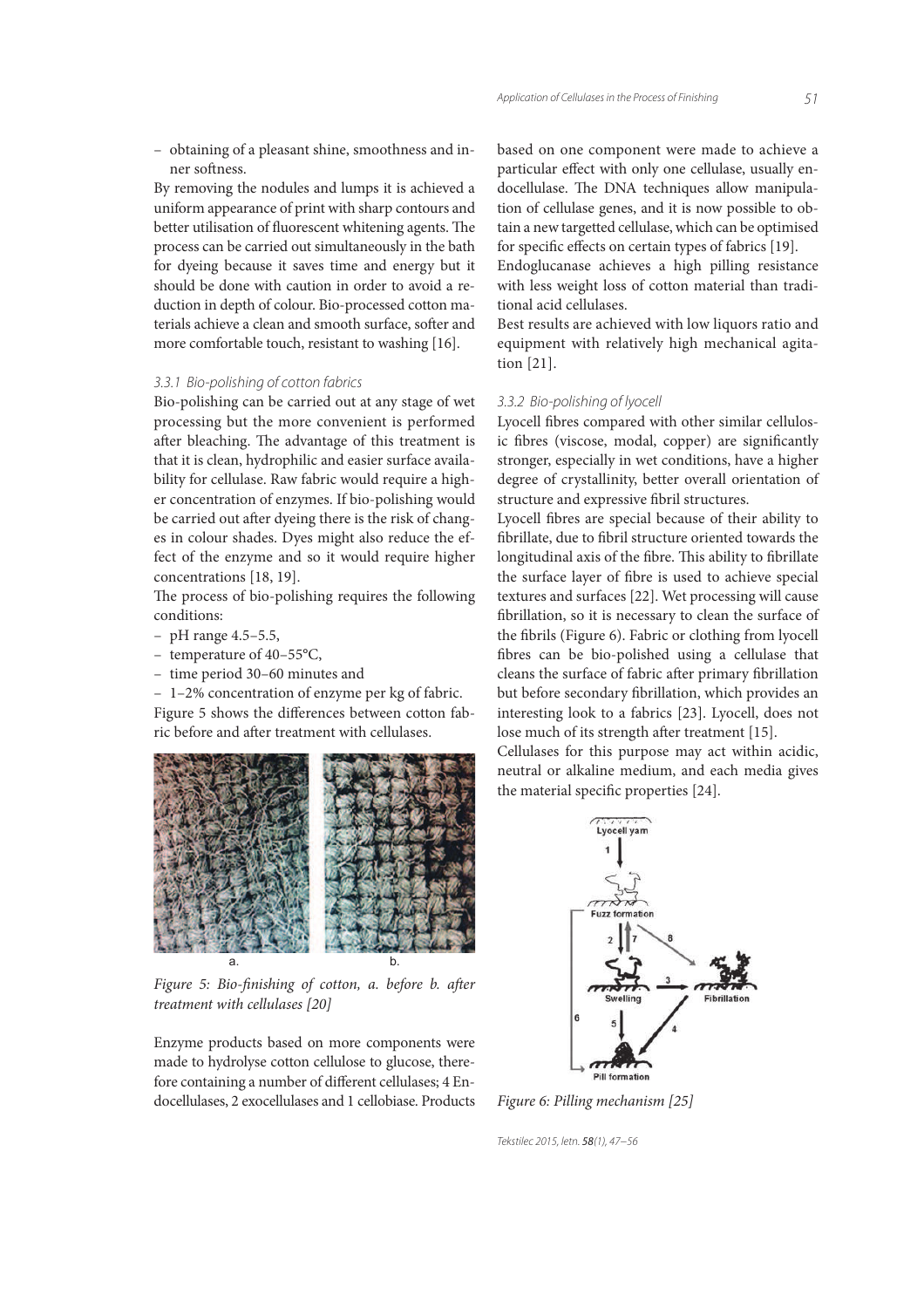– obtaining of a pleasant shine, smoothness and inner softness.

By removing the nodules and lumps it is achieved a uniform appearance of print with sharp contours and better utilisation of fluorescent whitening agents. The process can be carried out simultaneously in the bath for dyeing because it saves time and energy but it should be done with caution in order to avoid a reduction in depth of colour. Bio-processed cotton materials achieve a clean and smooth surface, softer and more comfortable touch, resistant to washing [16].

### 3.3.1 Bio-polishing of cotton fabrics

Bio-polishing can be carried out at any stage of wet processing but the more convenient is performed after bleaching. The advantage of this treatment is that it is clean, hydrophilic and easier surface availability for cellulase. Raw fabric would require a higher concentration of enzymes. If bio-polishing would be carried out after dyeing there is the risk of changes in colour shades. Dyes might also reduce the effect of the enzyme and so it would require higher concentrations [18, 19].

The process of bio-polishing requires the following conditions:

- pH range 4.5–5.5,
- temperature of 40–55°C,
- time period 30–60 minutes and
- 1–2% concentration of enzyme per kg of fabric.

Figure 5 shows the differences between cotton fabric before and after treatment with cellulases.

*Figure 5: Bio-finishing of cotton, a. before b. after treatment with cellulases [20]*

Enzyme products based on more components were made to hydrolyse cotton cellulose to glucose, therefore containing a number of different cellulases; 4 Endocellulases, 2 exocellulases and 1 cellobiase. Products based on one component were made to achieve a particular effect with only one cellulase, usually endocellulase. The DNA techniques allow manipulation of cellulase genes, and it is now possible to obtain a new targetted cellulase, which can be optimised for specific effects on certain types of fabrics [19].

Endoglucanase achieves a high pilling resistance with less weight loss of cotton material than traditional acid cellulases.

Best results are achieved with low liquors ratio and equipment with relatively high mechanical agitation [21].

### 3.3.2 Bio-polishing of lyocell

Lyocell fibres compared with other similar cellulosic fibres (viscose, modal, copper) are significantly stronger, especially in wet conditions, have a higher degree of crystallinity, better overall orientation of structure and expressive fibril structures.

Lyocell fibres are special because of their ability to fibrillate, due to fibril structure oriented towards the longitudinal axis of the fibre. This ability to fibrillate the surface layer of fibre is used to achieve special textures and surfaces [22]. Wet processing will cause fibrillation, so it is necessary to clean the surface of the fibrils (Figure 6). Fabric or clothing from lyocell fibres can be bio-polished using a cellulase that cleans the surface of fabric after primary fibrillation but before secondary fibrillation, which provides an interesting look to a fabrics [23]. Lyocell, does not lose much of its strength after treatment [15].

Cellulases for this purpose may act within acidic, neutral or alkaline medium, and each media gives the material specific properties [24].

*Figure 6: Pilling mechanism [25]*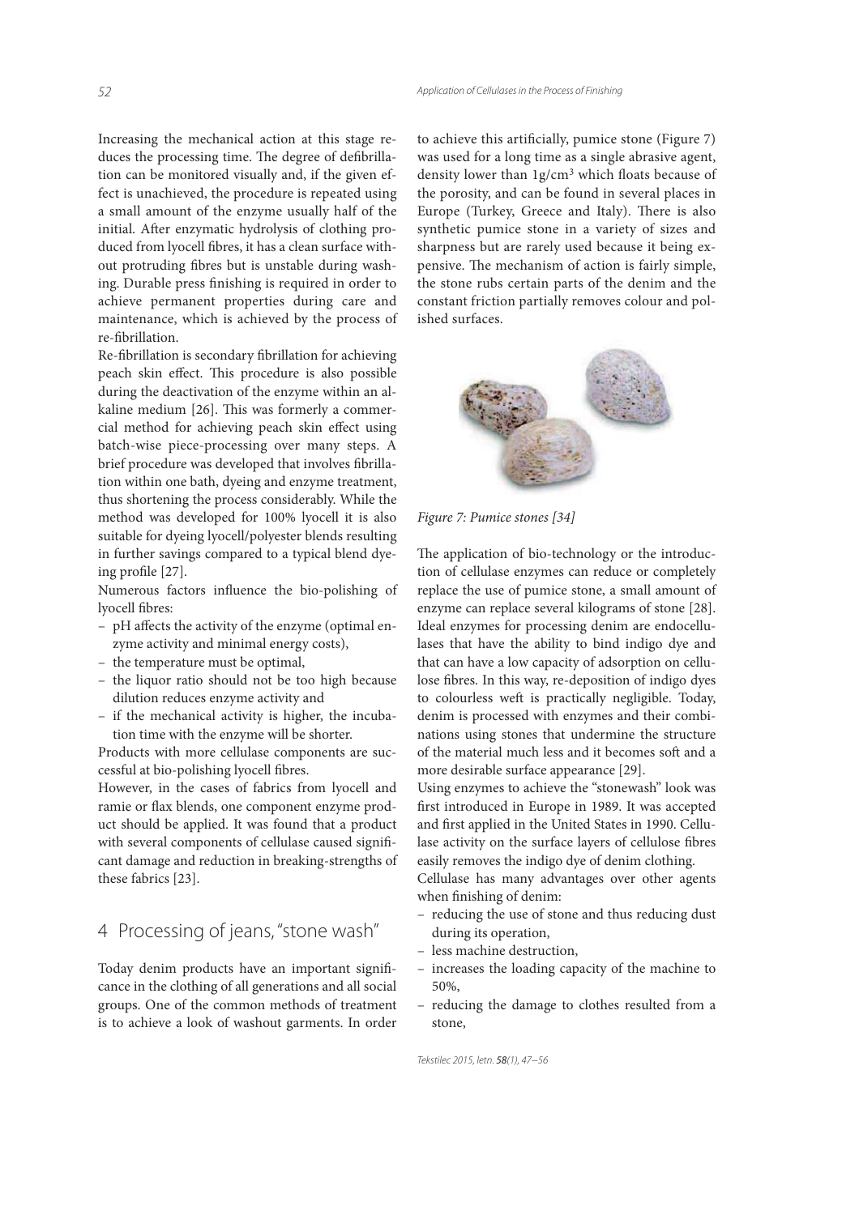Increasing the mechanical action at this stage reduces the processing time. The degree of defibrillation can be monitored visually and, if the given effect is unachieved, the procedure is repeated using a small amount of the enzyme usually half of the initial. After enzymatic hydrolysis of clothing produced from lyocell fibres, it has a clean surface without protruding fibres but is unstable during washing. Durable press finishing is required in order to achieve permanent properties during care and maintenance, which is achieved by the process of re-fibrillation.

Re-fibrillation is secondary fibrillation for achieving peach skin effect. This procedure is also possible during the deactivation of the enzyme within an alkaline medium [26]. This was formerly a commercial method for achieving peach skin effect using batch-wise piece-processing over many steps. A brief procedure was developed that involves fibrillation within one bath, dyeing and enzyme treatment, thus shortening the process considerably. While the method was developed for 100% lyocell it is also suitable for dyeing lyocell/polyester blends resulting in further savings compared to a typical blend dyeing profile [27].

Numerous factors influence the bio-polishing of lyocell fibres:

- pH affects the activity of the enzyme (optimal enzyme activity and minimal energy costs),
- the temperature must be optimal,
- the liquor ratio should not be too high because dilution reduces enzyme activity and
- if the mechanical activity is higher, the incubation time with the enzyme will be shorter.

Products with more cellulase components are successful at bio-polishing lyocell fibres.

However, in the cases of fabrics from lyocell and ramie or flax blends, one component enzyme product should be applied. It was found that a product with several components of cellulase caused significant damage and reduction in breaking-strengths of these fabrics [23].

## 4 Processing of jeans, "stone wash"

Today denim products have an important significance in the clothing of all generations and all social groups. One of the common methods of treatment is to achieve a look of washout garments. In order to achieve this artificially, pumice stone (Figure 7) was used for a long time as a single abrasive agent, density lower than 1g/cm$^3$ which floats because of the porosity, and can be found in several places in Europe (Turkey, Greece and Italy). There is also synthetic pumice stone in a variety of sizes and sharpness but are rarely used because it being expensive. The mechanism of action is fairly simple, the stone rubs certain parts of the denim and the constant friction partially removes colour and polished surfaces.

*Figure 7: Pumice stones [34]*

The application of bio-technology or the introduction of cellulase enzymes can reduce or completely replace the use of pumice stone, a small amount of enzyme can replace several kilograms of stone [28]. Ideal enzymes for processing denim are endocellulases that have the ability to bind indigo dye and that can have a low capacity of adsorption on cellulose fibres. In this way, re-deposition of indigo dyes to colourless weft is practically negligible. Today, denim is processed with enzymes and their combinations using stones that undermine the structure of the material much less and it becomes soft and a more desirable surface appearance [29].

Using enzymes to achieve the "stonewash" look was first introduced in Europe in 1989. It was accepted and first applied in the United States in 1990. Cellulase activity on the surface layers of cellulose fibres easily removes the indigo dye of denim clothing.

Cellulase has many advantages over other agents when finishing of denim:

- reducing the use of stone and thus reducing dust during its operation,
- less machine destruction,
- increases the loading capacity of the machine to 50%,
- reducing the damage to clothes resulted from a stone,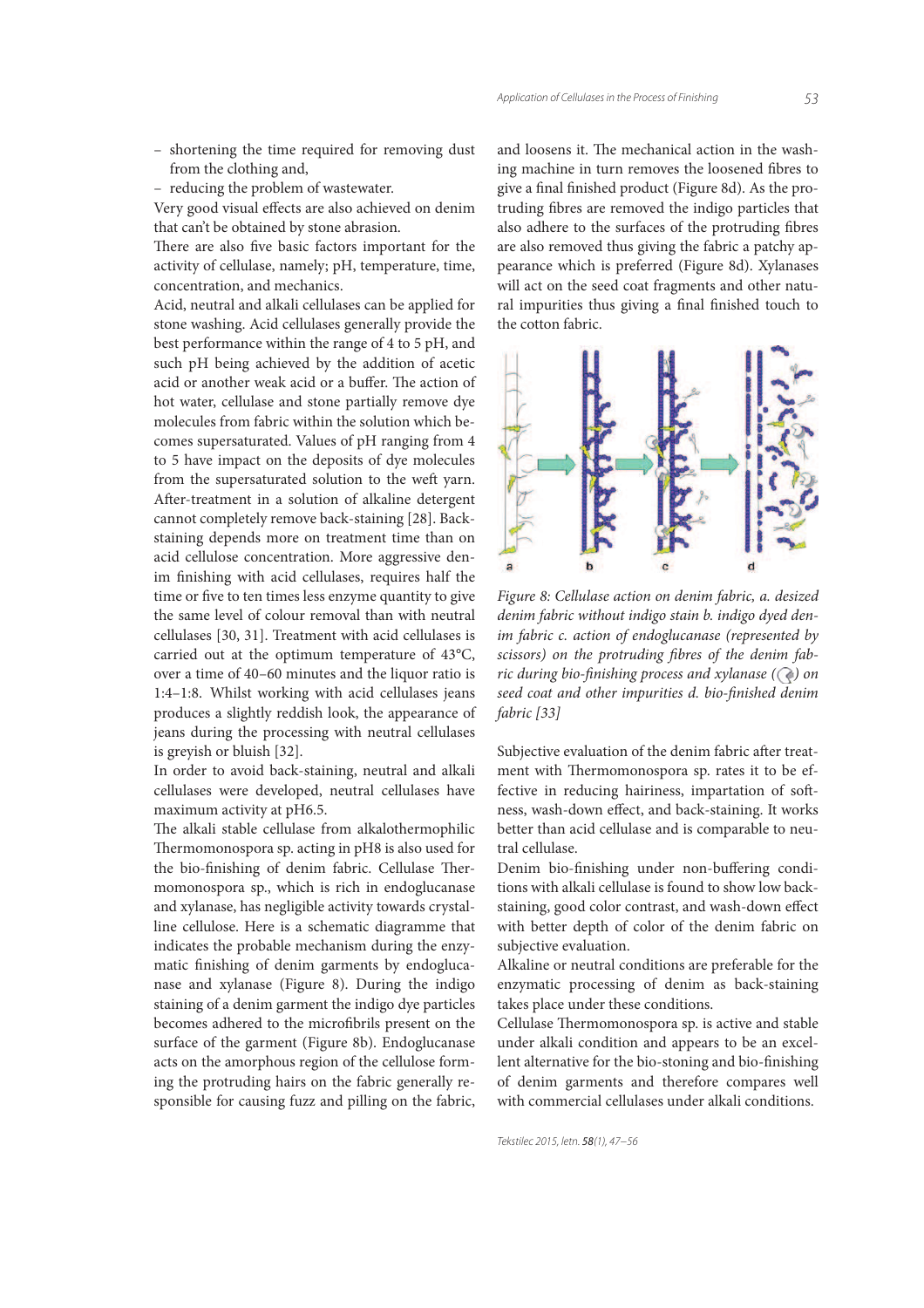- shortening the time required for removing dust from the clothing and,
- reducing the problem of wastewater.

Very good visual effects are also achieved on denim that can't be obtained by stone abrasion.

There are also five basic factors important for the activity of cellulase, namely; pH, temperature, time, concentration, and mechanics.

Acid, neutral and alkali cellulases can be applied for stone washing. Acid cellulases generally provide the best performance within the range of 4 to 5 pH, and such pH being achieved by the addition of acetic acid or another weak acid or a buffer. The action of hot water, cellulase and stone partially remove dye molecules from fabric within the solution which becomes supersaturated. Values of pH ranging from 4 to 5 have impact on the deposits of dye molecules from the supersaturated solution to the weft yarn. After-treatment in a solution of alkaline detergent cannot completely remove back-staining [28]. Back-staining depends more on treatment time than on acid cellulose concentration. More aggressive denim finishing with acid cellulases, requires half the time or five to ten times less enzyme quantity to give the same level of colour removal than with neutral cellulases [30, 31]. Treatment with acid cellulases is carried out at the optimum temperature of 43°C, over a time of 40–60 minutes and the liquor ratio is 1:4–1:8. Whilst working with acid cellulases jeans produces a slightly reddish look, the appearance of jeans during the processing with neutral cellulases is greyish or bluish [32].

In order to avoid back-staining, neutral and alkali cellulases were developed, neutral cellulases have maximum activity at pH6.5.

The alkali stable cellulase from alkalothermophilic Thermomonospora sp. acting in pH8 is also used for the bio-finishing of denim fabric. Cellulase Thermomonospora sp., which is rich in endoglucanase and xylanase, has negligible activity towards crystalline cellulose. Here is a schematic diagramme that indicates the probable mechanism during the enzymatic finishing of denim garments by endoglucanase and xylanase (Figure 8). During the indigo staining of a denim garment the indigo dye particles becomes adhered to the microfibrils present on the surface of the garment (Figure 8b). Endoglucanase acts on the amorphous region of the cellulose forming the protruding hairs on the fabric generally responsible for causing fuzz and pilling on the fabric, and loosens it. The mechanical action in the washing machine in turn removes the loosened fibres to give a final finished product (Figure 8d). As the protruding fibres are removed the indigo particles that also adhere to the surfaces of the protruding fibres are also removed thus giving the fabric a patchy appearance which is preferred (Figure 8d). Xylanases will act on the seed coat fragments and other natural impurities thus giving a final finished touch to the cotton fabric.

*Figure 8: Cellulase action on denim fabric, a. desized denim fabric without indigo stain b. indigo dyed denim fabric c. action of endoglucanase (represented by scissors) on the protruding fibres of the denim fabric during bio-finishing process and xylanase ( ) on seed coat and other impurities d. bio-finished denim fabric [33]*

Subjective evaluation of the denim fabric after treatment with Thermomonospora sp. rates it to be effective in reducing hairiness, impartation of softness, wash-down effect, and back-staining. It works better than acid cellulase and is comparable to neutral cellulase.

Denim bio-finishing under non-buffering conditions with alkali cellulase is found to show low back-staining, good color contrast, and wash-down effect with better depth of color of the denim fabric on subjective evaluation.

Alkaline or neutral conditions are preferable for the enzymatic processing of denim as back-staining takes place under these conditions.

Cellulase Thermomonospora sp. is active and stable under alkali condition and appears to be an excellent alternative for the bio-stoning and bio-finishing of denim garments and therefore compares well with commercial cellulases under alkali conditions.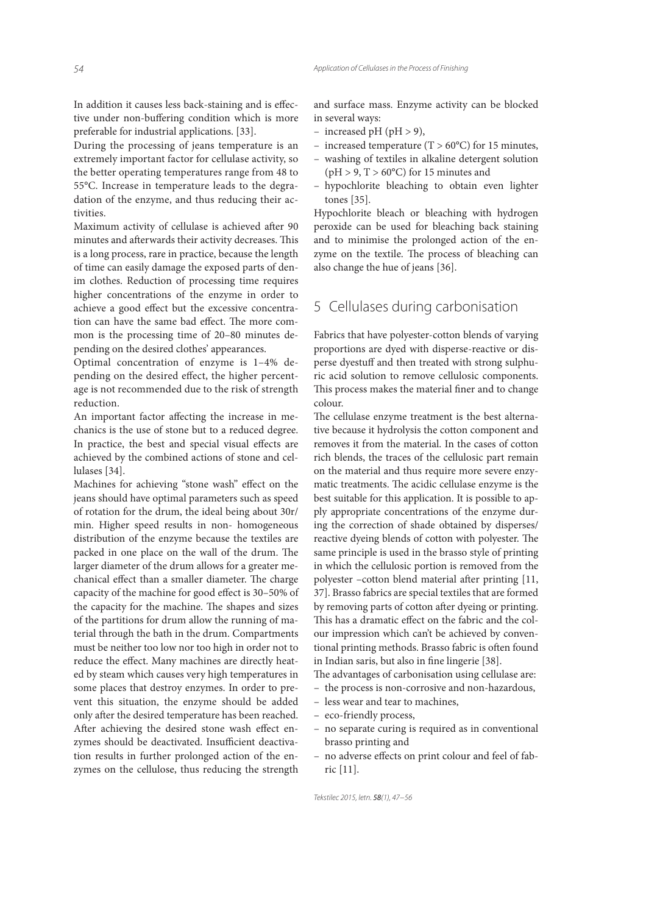In addition it causes less back-staining and is effective under non-buffering condition which is more preferable for industrial applications. [33].

During the processing of jeans temperature is an extremely important factor for cellulase activity, so the better operating temperatures range from 48 to 55°C. Increase in temperature leads to the degradation of the enzyme, and thus reducing their activities.

Maximum activity of cellulase is achieved after 90 minutes and afterwards their activity decreases. This is a long process, rare in practice, because the length of time can easily damage the exposed parts of denim clothes. Reduction of processing time requires higher concentrations of the enzyme in order to achieve a good effect but the excessive concentration can have the same bad effect. The more common is the processing time of 20–80 minutes depending on the desired clothes' appearances.

Optimal concentration of enzyme is 1–4% depending on the desired effect, the higher percentage is not recommended due to the risk of strength reduction.

An important factor affecting the increase in mechanics is the use of stone but to a reduced degree. In practice, the best and special visual effects are achieved by the combined actions of stone and cellulases [34].

Machines for achieving "stone wash" effect on the jeans should have optimal parameters such as speed of rotation for the drum, the ideal being about 30r/min. Higher speed results in non- homogeneous distribution of the enzyme because the textiles are packed in one place on the wall of the drum. The larger diameter of the drum allows for a greater mechanical effect than a smaller diameter. The charge capacity of the machine for good effect is 30–50% of the capacity for the machine. The shapes and sizes of the partitions for drum allow the running of material through the bath in the drum. Compartments must be neither too low nor too high in order not to reduce the effect. Many machines are directly heated by steam which causes very high temperatures in some places that destroy enzymes. In order to prevent this situation, the enzyme should be added only after the desired temperature has been reached. After achieving the desired stone wash effect enzymes should be deactivated. Insufficient deactivation results in further prolonged action of the enzymes on the cellulose, thus reducing the strength and surface mass. Enzyme activity can be blocked in several ways:

- increased pH (pH > 9),
- increased temperature (T > 60°C) for 15 minutes,
- washing of textiles in alkaline detergent solution (pH > 9, T > 60°C) for 15 minutes and
- hypochlorite bleaching to obtain even lighter tones [35].

Hypochlorite bleach or bleaching with hydrogen peroxide can be used for bleaching back staining and to minimise the prolonged action of the enzyme on the textile. The process of bleaching can also change the hue of jeans [36].

## 5 Cellulases during carbonisation

Fabrics that have polyester-cotton blends of varying proportions are dyed with disperse-reactive or disperse dyestuff and then treated with strong sulphuric acid solution to remove cellulosic components. This process makes the material finer and to change colour.

The cellulase enzyme treatment is the best alternative because it hydrolysis the cotton component and removes it from the material. In the cases of cotton rich blends, the traces of the cellulosic part remain on the material and thus require more severe enzymatic treatments. The acidic cellulase enzyme is the best suitable for this application. It is possible to apply appropriate concentrations of the enzyme during the correction of shade obtained by disperses/reactive dyeing blends of cotton with polyester. The same principle is used in the brasso style of printing in which the cellulosic portion is removed from the polyester –cotton blend material after printing [11, 37]. Brasso fabrics are special textiles that are formed by removing parts of cotton after dyeing or printing. This has a dramatic effect on the fabric and the colour impression which can't be achieved by conventional printing methods. Brasso fabric is often found in Indian saris, but also in fine lingerie [38].

The advantages of carbonisation using cellulase are:

- the process is non-corrosive and non-hazardous,
- less wear and tear to machines,
- eco-friendly process,
- no separate curing is required as in conventional brasso printing and
- no adverse effects on print colour and feel of fabric [11].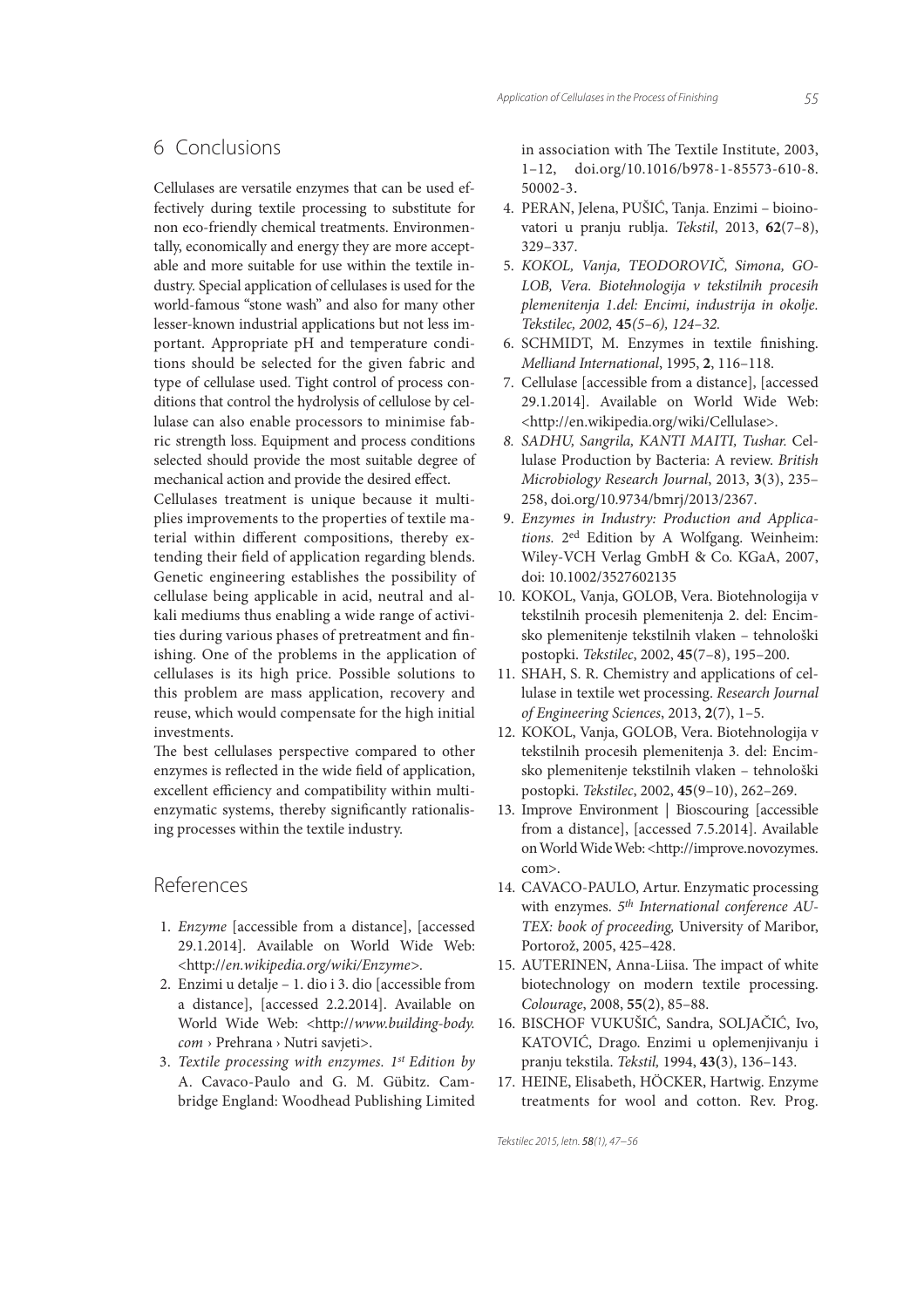## 6 Conclusions

Cellulases are versatile enzymes that can be used effectively during textile processing to substitute for non eco-friendly chemical treatments. Environmentally, economically and energy they are more acceptable and more suitable for use within the textile industry. Special application of cellulases is used for the world-famous "stone wash" and also for many other lesser-known industrial applications but not less important. Appropriate pH and temperature conditions should be selected for the given fabric and type of cellulase used. Tight control of process conditions that control the hydrolysis of cellulose by cellulase can also enable processors to minimise fabric strength loss. Equipment and process conditions selected should provide the most suitable degree of mechanical action and provide the desired effect.

Cellulases treatment is unique because it multiplies improvements to the properties of textile material within different compositions, thereby extending their field of application regarding blends. Genetic engineering establishes the possibility of cellulase being applicable in acid, neutral and alkali mediums thus enabling a wide range of activities during various phases of pretreatment and finishing. One of the problems in the application of cellulases is its high price. Possible solutions to this problem are mass application, recovery and reuse, which would compensate for the high initial investments.

The best cellulases perspective compared to other enzymes is reflected in the wide field of application, excellent efficiency and compatibility within multienzymatic systems, thereby significantly rationalising processes within the textile industry.

## References

1. *Enzyme* [accessible from a distance], [accessed 29.1.2014]. Available on World Wide Web: <http://*en.wikipedia.org/wiki/Enzyme*>.
2. Enzimi u detalje – 1. dio i 3. dio [accessible from a distance], [accessed 2.2.2014]. Available on World Wide Web: <http://*www.building-body.com* › Prehrana › Nutri savjeti>.
3. *Textile processing with enzymes. 1st Edition by* A. Cavaco-Paulo and G. M. Gübitz. Cambridge England: Woodhead Publishing Limited in association with The Textile Institute, 2003, 1–12, doi.org/10.1016/b978-1-85573-610-8.50002-3.
4. PERAN, Jelena, PUŠIĆ, Tanja. Enzimi – bioinovatori u pranju rublja. *Tekstil*, 2013, **62**(7–8), 329–337.
5. *KOKOL, Vanja, TEODOROVIČ, Simona, GOLOB, Vera. Biotehnologija v tekstilnih procesih plemenitenja 1.del: Encimi, industrija in okolje. Tekstilec, 2002,* **45***(5–6), 124–32.*
6. SCHMIDT, M. Enzymes in textile finishing. *Melliand International*, 1995, **2**, 116–118.
7. Cellulase [accessible from a distance], [accessed 29.1.2014]. Available on World Wide Web: <http://en.wikipedia.org/wiki/Cellulase>.
8. *SADHU, Sangrila, KANTI MAITI, Tushar.* Cellulase Production by Bacteria: A review. *British Microbiology Research Journal*, 2013, **3**(3), 235–258, doi.org/10.9734/bmrj/2013/2367.
9. *Enzymes in Industry: Production and Applications.* 2ed Edition by A Wolfgang. Weinheim: Wiley-VCH Verlag GmbH & Co. KGaA, 2007, doi: 10.1002/3527602135
10. KOKOL, Vanja, GOLOB, Vera. Biotehnologija v tekstilnih procesih plemenitenja 2. del: Encimsko plemenitenje tekstilnih vlaken – tehnološki postopki. *Tekstilec*, 2002, **45**(7–8), 195–200.
11. SHAH, S. R. Chemistry and applications of cellulase in textile wet processing. *Research Journal of Engineering Sciences*, 2013, **2**(7), 1–5.
12. KOKOL, Vanja, GOLOB, Vera. Biotehnologija v tekstilnih procesih plemenitenja 3. del: Encimsko plemenitenje tekstilnih vlaken – tehnološki postopki. *Tekstilec*, 2002, **45**(9–10), 262–269.
13. Improve Environment | Bioscouring [accessible from a distance], [accessed 7.5.2014]. Available on World Wide Web: <http://improve.novozymes.com>.
14. CAVACO-PAULO, Artur. Enzymatic processing with enzymes. *5th International conference AUTEX: book of proceeding,* University of Maribor, Portorož, 2005, 425–428.
15. AUTERINEN, Anna-Liisa. The impact of white biotechnology on modern textile processing. *Colourage*, 2008, **55**(2), 85–88.
16. BISCHOF VUKUŠIĆ, Sandra, SOLJAČIĆ, Ivo, KATOVIĆ, Drago. Enzimi u oplemenjivanju i pranju tekstila. *Tekstil,* 1994, **43**(3), 136–143.
17. HEINE, Elisabeth, HÖCKER, Hartwig. Enzyme treatments for wool and cotton. Rev. Prog.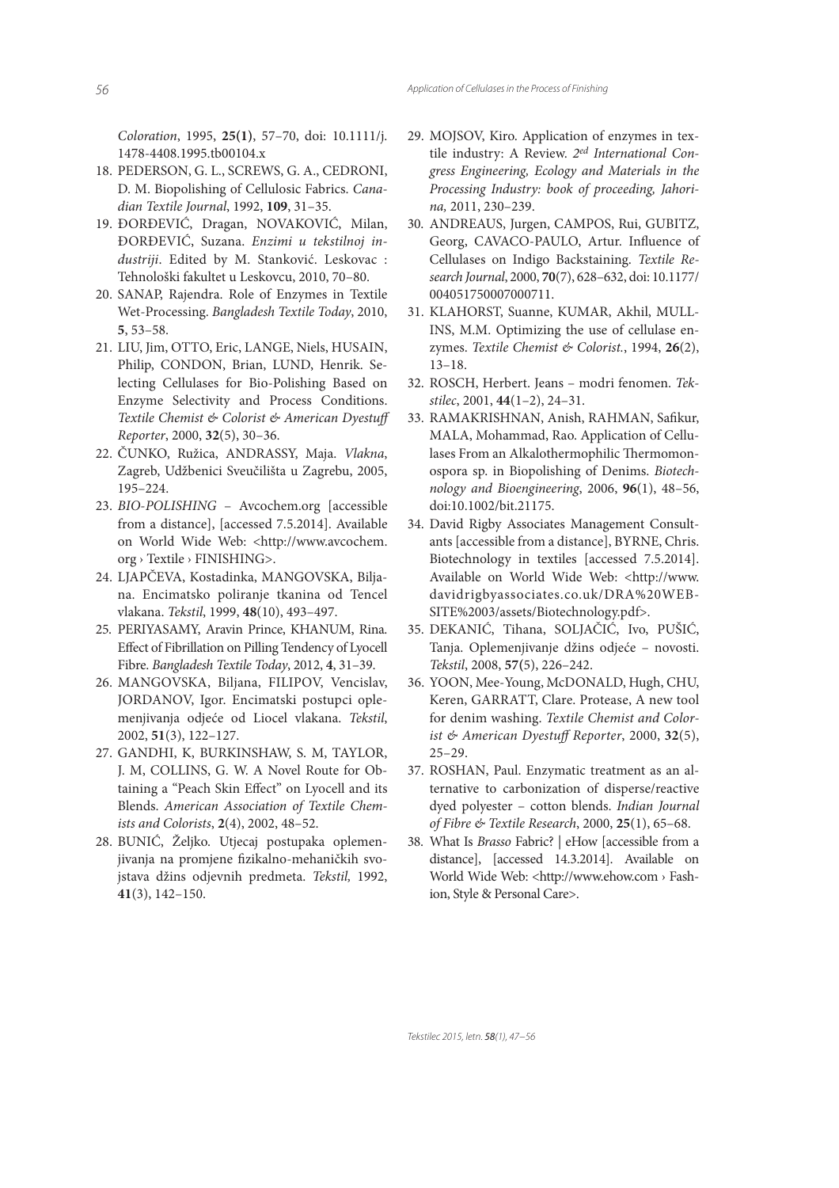*Coloration*, 1995, **25(1)**, 57–70, doi: 10.1111/j.1478-4408.1995.tb00104.x

18. PEDERSON, G. L., SCREWS, G. A., CEDRONI, D. M. Biopolishing of Cellulosic Fabrics. *Canadian Textile Journal*, 1992, **109**, 31–35.
19. ĐORĐEVIĆ, Dragan, NOVAKOVIĆ, Milan, ĐORĐEVIĆ, Suzana. *Enzimi u tekstilnoj industriji*. Edited by M. Stanković. Leskovac : Tehnološki fakultet u Leskovcu, 2010, 70–80.
20. SANAP, Rajendra. Role of Enzymes in Textile Wet-Processing. *Bangladesh Textile Today*, 2010, **5**, 53–58.
21. LIU, Jim, OTTO, Eric, LANGE, Niels, HUSAIN, Philip, CONDON, Brian, LUND, Henrik. Selecting Cellulases for Bio-Polishing Based on Enzyme Selectivity and Process Conditions. *Textile Chemist & Colorist & American Dyestuff Reporter*, 2000, **32**(5), 30–36.
22. ČUNKO, Ružica, ANDRASSY, Maja. *Vlakna*, Zagreb, Udžbenici Sveučilišta u Zagrebu, 2005, 195–224.
23. *BIO-POLISHING* – Avcochem.org [accessible from a distance], [accessed 7.5.2014]. Available on World Wide Web: <http://www.avcochem.org › Textile › FINISHING>.
24. LJAPČEVA, Kostadinka, MANGOVSKA, Biljana. Encimatsko poliranje tkanina od Tencel vlakana. *Tekstil*, 1999, **48**(10), 493–497.
25. PERIYASAMY, Aravin Prince, KHANUM, Rina. Effect of Fibrillation on Pilling Tendency of Lyocell Fibre. *Bangladesh Textile Today*, 2012, **4**, 31–39.
26. MANGOVSKA, Biljana, FILIPOV, Vencislav, JORDANOV, Igor. Encimatski postupci oplemenjivanja odjeće od Liocel vlakana. *Tekstil*, 2002, **51**(3), 122–127.
27. GANDHI, K, BURKINSHAW, S. M, TAYLOR, J. M, COLLINS, G. W. A Novel Route for Obtaining a "Peach Skin Effect" on Lyocell and its Blends. *American Association of Textile Chemists and Colorists*, **2**(4), 2002, 48–52.
28. BUNIĆ, Željko. Utjecaj postupaka oplemenjivanja na promjene fizikalno-mehaničkih svojstava džins odjevnih predmeta. *Tekstil,* 1992, **41**(3), 142–150.
29. MOJSOV, Kiro. Application of enzymes in textile industry: A Review. *2[ed] International Congress Engineering, Ecology and Materials in the Processing Industry: book of proceeding, Jahorina,* 2011, 230–239.
30. ANDREAUS, Jurgen, CAMPOS, Rui, GUBITZ, Georg, CAVACO-PAULO, Artur. Influence of Cellulases on Indigo Backstaining. *Textile Research Journal*, 2000, **70**(7), 628–632, doi: 10.1177/004051750007000711.
31. KLAHORST, Suanne, KUMAR, Akhil, MULLINS, M.M. Optimizing the use of cellulase enzymes. *Textile Chemist & Colorist.*, 1994, **26**(2), 13–18.
32. ROSCH, Herbert. Jeans – modri fenomen. *Tekstilec*, 2001, **44**(1–2), 24–31.
33. RAMAKRISHNAN, Anish, RAHMAN, Safikur, MALA, Mohammad, Rao. Application of Cellulases From an Alkalothermophilic Thermomonospora sp. in Biopolishing of Denims. *Biotechnology and Bioengineering*, 2006, **96**(1), 48–56, doi:10.1002/bit.21175.
34. David Rigby Associates Management Consultants [accessible from a distance], BYRNE, Chris. Biotechnology in textiles [accessed 7.5.2014]. Available on World Wide Web: <http://www.davidrigbyassociates.co.uk/DRA%20WEBSITE%2003/assets/Biotechnology.pdf>.
35. DEKANIĆ, Tihana, SOLJAČIĆ, Ivo, PUŠIĆ, Tanja. Oplemenjivanje džins odjeće – novosti. *Tekstil*, 2008, **57**(5), 226–242.
36. YOON, Mee-Young, McDONALD, Hugh, CHU, Keren, GARRATT, Clare. Protease, A new tool for denim washing. *Textile Chemist and Colorist & American Dyestuff Reporter*, 2000, **32**(5), 25–29.
37. ROSHAN, Paul. Enzymatic treatment as an alternative to carbonization of disperse/reactive dyed polyester – cotton blends. *Indian Journal of Fibre & Textile Research*, 2000, **25**(1), 65–68.
38. What Is *Brasso* Fabric? | eHow [accessible from a distance], [accessed 14.3.2014]. Available on World Wide Web: <http://www.ehow.com › Fashion, Style & Personal Care>.